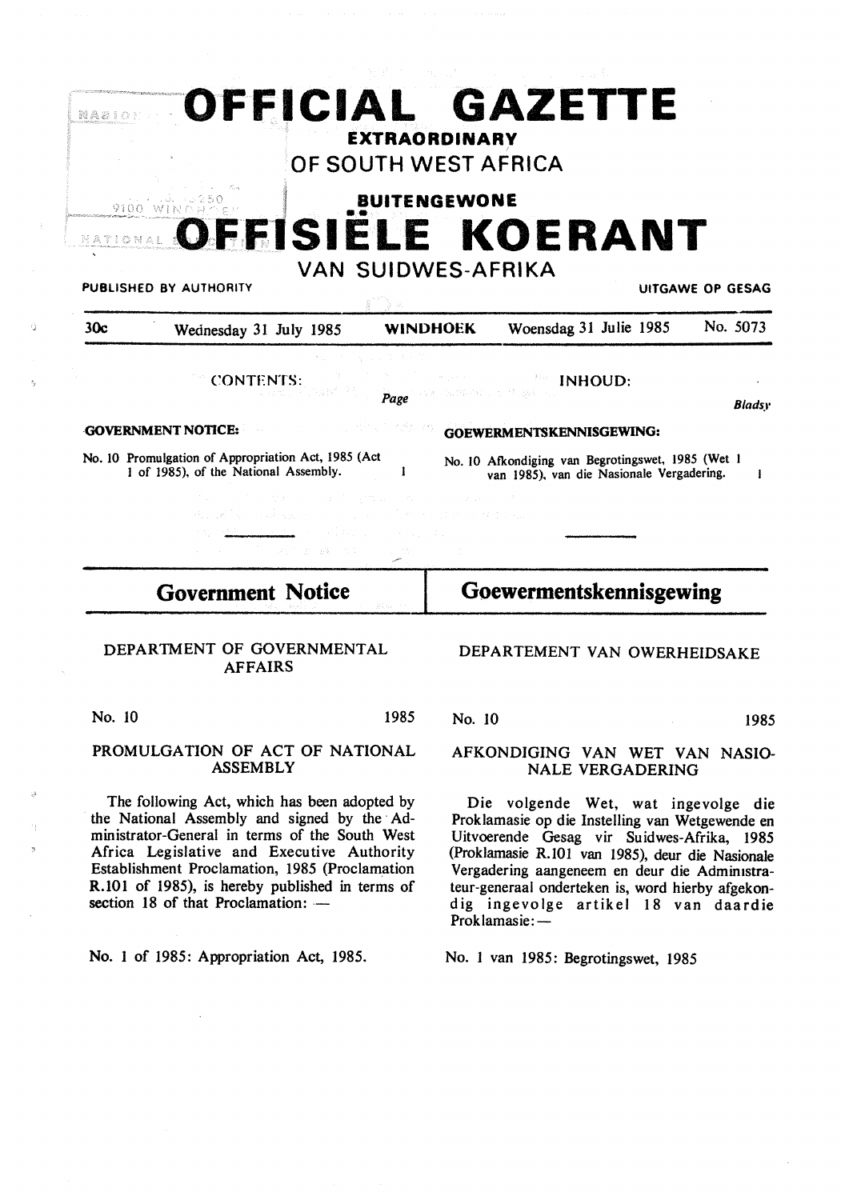# OFFICIAL GAZETTE

## EXTRAORDINARY

## OF SOUTH WEST AFRICA

## BUITENGEWONE

# OFFISIËLE KOERANT

## VAN SUIDWES-AFRIKA

PUBLISHED BY AUTHORITY — UITGAWE OP GESAG

| 30c | Wednesday 31 July 1985 | WINDHOEK | Woensdag 31 Julie 1985 | No. 5073 |
|---|---|---|---|---|

CONTENTS: *Page*

**GOVERNMENT NOTICE:**

No. 10 Promulgation of Appropriation Act, 1985 (Act 1 of 1985), of the National Assembly. 1

INHOUD: *Bladsy*

**GOEWERMENTSKENNISGEWING:**

No. 10 Afkondiging van Begrotingswet, 1985 (Wet 1 van 1985), van die Nasionale Vergadering. 1

## Government Notice

DEPARTMENT OF GOVERNMENTAL AFFAIRS

No. 10 1985

PROMULGATION OF ACT OF NATIONAL ASSEMBLY

The following Act, which has been adopted by the National Assembly and signed by the Administrator-General in terms of the South West Africa Legislative and Executive Authority Establishment Proclamation, 1985 (Proclamation R.101 of 1985), is hereby published in terms of section 18 of that Proclamation: —

No. 1 of 1985: Appropriation Act, 1985.

## Goewermentskennisgewing

DEPARTEMENT VAN OWERHEIDSAKE

No. 10 1985

AFKONDIGING VAN WET VAN NASIONALE VERGADERING

Die volgende Wet, wat ingevolge die Proklamasie op die Instelling van Wetgewende en Uitvoerende Gesag vir Suidwes-Afrika, 1985 (Proklamasie R.101 van 1985), deur die Nasionale Vergadering aangeneem en deur die Administrateur-generaal onderteken is, word hierby afgekondig ingevolge artikel 18 van daardie Proklamasie: —

No. 1 van 1985: Begrotingswet, 1985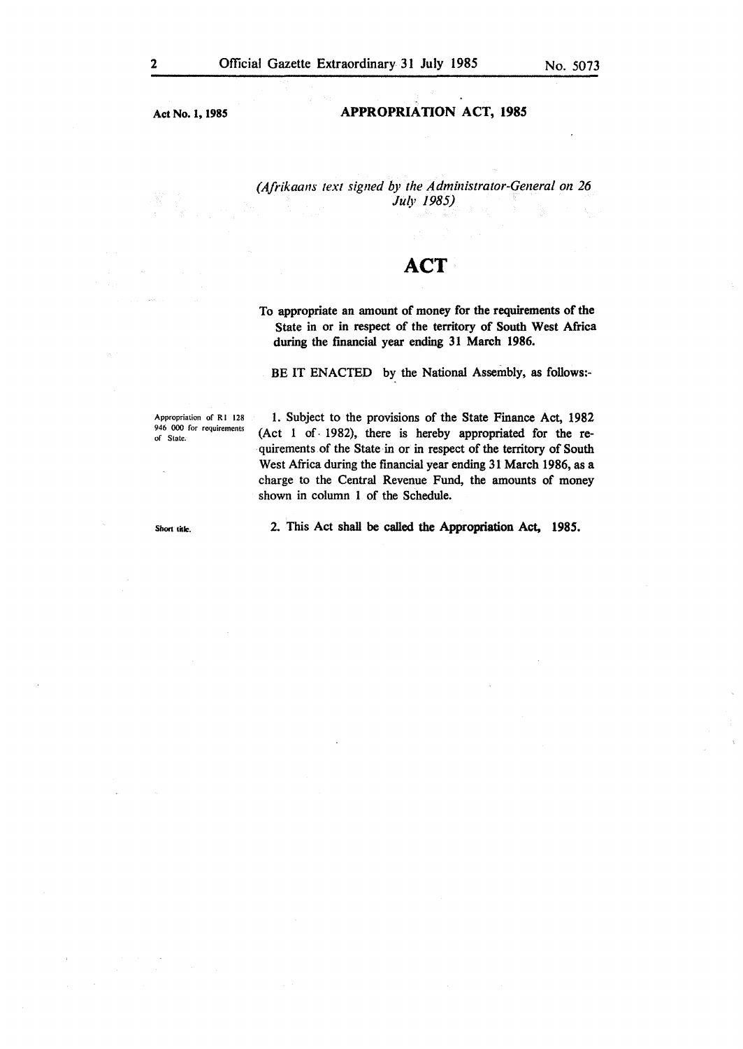Act No. 1, 1985

## APPROPRIATION ACT, 1985

*(Afrikaans text signed by the Administrator-General on 26 July 1985)*

# ACT

**To appropriate an amount of money for the requirements of the State in or in respect of the territory of South West Africa during the financial year ending 31 March 1986.**

BE IT ENACTED by the National Assembly, as follows:-

Appropriation of R1 128 946 000 for requirements of State.

1. Subject to the provisions of the State Finance Act, 1982 (Act 1 of 1982), there is hereby appropriated for the requirements of the State in or in respect of the territory of South West Africa during the financial year ending 31 March 1986, as a charge to the Central Revenue Fund, the amounts of money shown in column 1 of the Schedule.

Short title.

2. This Act shall be called the Appropriation Act, 1985.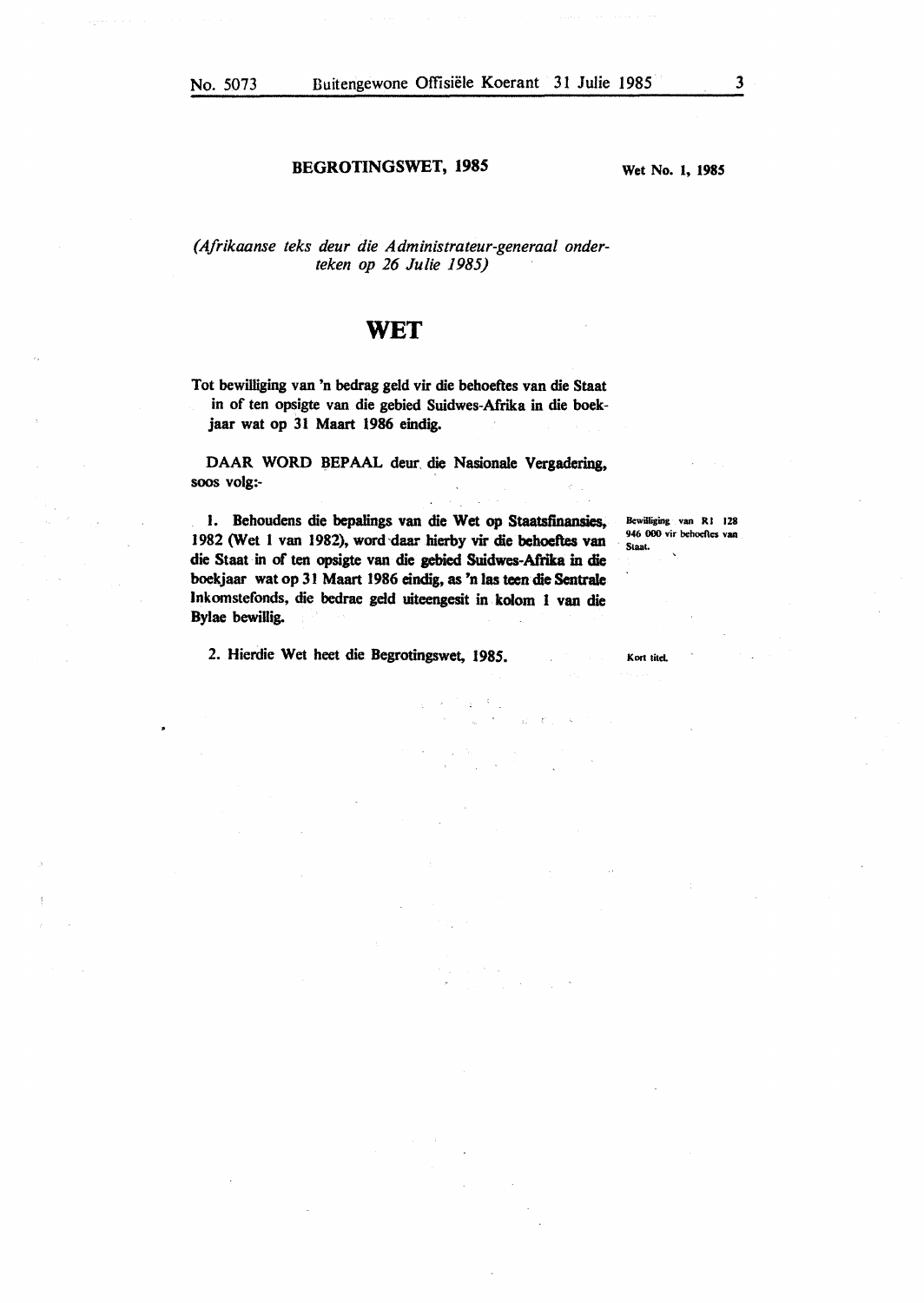**BEGROTINGSWET, 1985**

**Wet No. 1, 1985**

*(Afrikaanse teks deur die Administrateur-generaal onderteken op 26 Julie 1985)*

# WET

**Tot bewilliging van 'n bedrag geld vir die behoeftes van die Staat in of ten opsigte van die gebied Suidwes-Afrika in die boekjaar wat op 31 Maart 1986 eindig.**

DAAR WORD BEPAAL deur die Nasionale Vergadering, soos volg:-

*Bewilliging van R1 128 946 000 vir behoeftes van Staat.*

1. Behoudens die bepalings van die Wet op Staatsfinansies, 1982 (Wet 1 van 1982), word daar hierby vir die behoeftes van die Staat in of ten opsigte van die gebied Suidwes-Afrika in die boekjaar wat op 31 Maart 1986 eindig, as 'n las teen die Sentrale Inkomstefonds, die bedrae geld uiteengesit in kolom 1 van die Bylae bewillig.

*Kort titel.*

2. Hierdie Wet heet die Begrotingswet, 1985.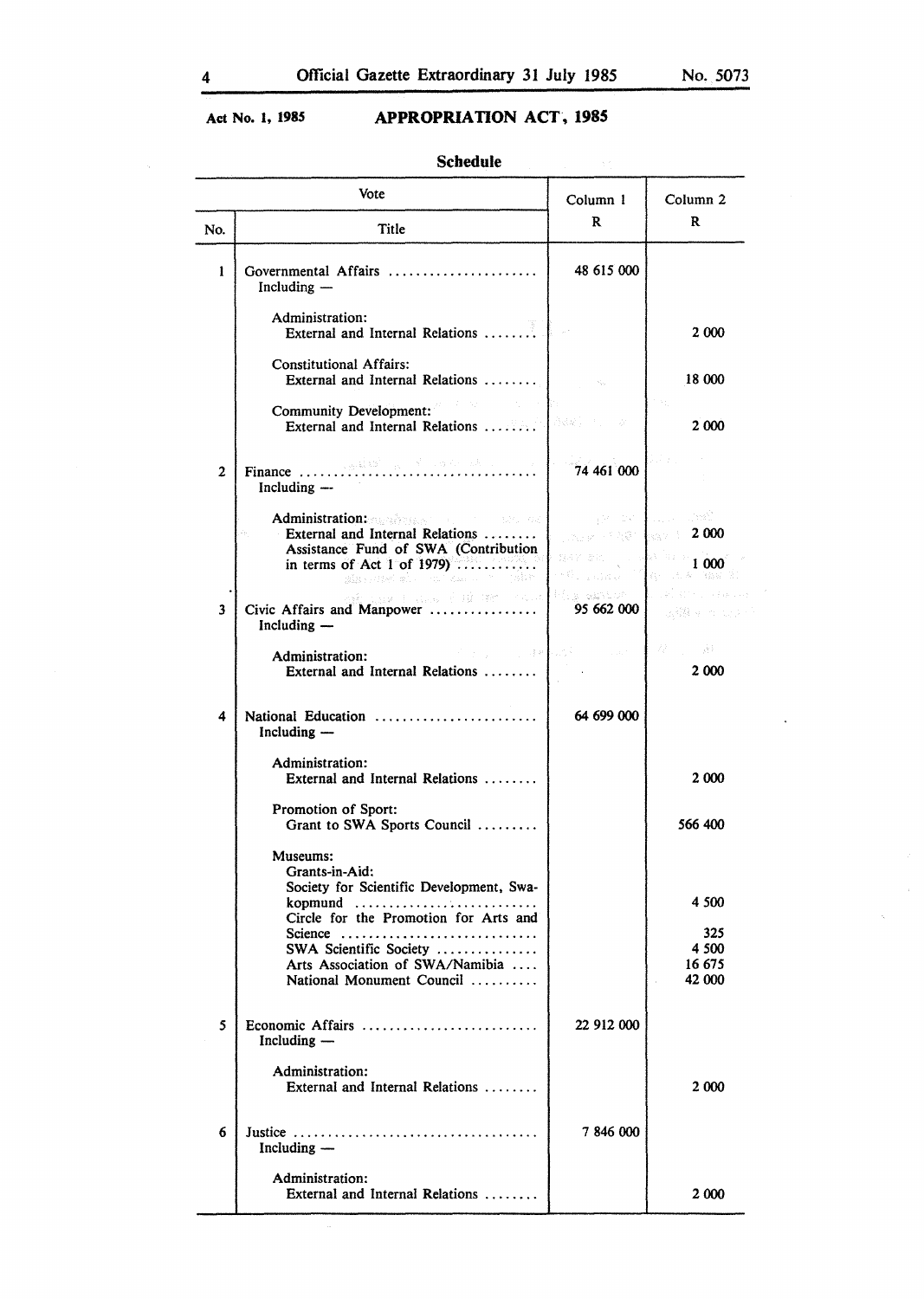**Act No. 1, 1985**

# APPROPRIATION ACT, 1985

## Schedule

| Vote No. | Vote Title | Column 1 R | Column 2 R |
|---|---|---|---|
| 1 | Governmental Affairs ...................... Including — | 48 615 000 | |
| | Administration: External and Internal Relations ........ | | 2 000 |
| | Constitutional Affairs: External and Internal Relations ........ | | 18 000 |
| | Community Development: External and Internal Relations ........ | | 2 000 |
| 2 | Finance .................................. Including — | 74 461 000 | |
| | Administration: External and Internal Relations ........ | | 2 000 |
| | Assistance Fund of SWA (Contribution in terms of Act 1 of 1979) ............ | | 1 000 |
| 3 | Civic Affairs and Manpower ................ Including — | 95 662 000 | |
| | Administration: External and Internal Relations ........ | | 2 000 |
| 4 | National Education ........................ Including — | 64 699 000 | |
| | Administration: External and Internal Relations ........ | | 2 000 |
| | Promotion of Sport: Grant to SWA Sports Council ......... | | 566 400 |
| | Museums: Grants-in-Aid: Society for Scientific Development, Swakopmund .......................... | | 4 500 |
| | Circle for the Promotion for Arts and Science ............................ | | 325 |
| | SWA Scientific Society .............. | | 4 500 |
| | Arts Association of SWA/Namibia .... | | 16 675 |
| | National Monument Council .......... | | 42 000 |
| 5 | Economic Affairs .......................... Including — | 22 912 000 | |
| | Administration: External and Internal Relations ........ | | 2 000 |
| 6 | Justice ................................... Including — | 7 846 000 | |
| | Administration: External and Internal Relations ........ | | 2 000 |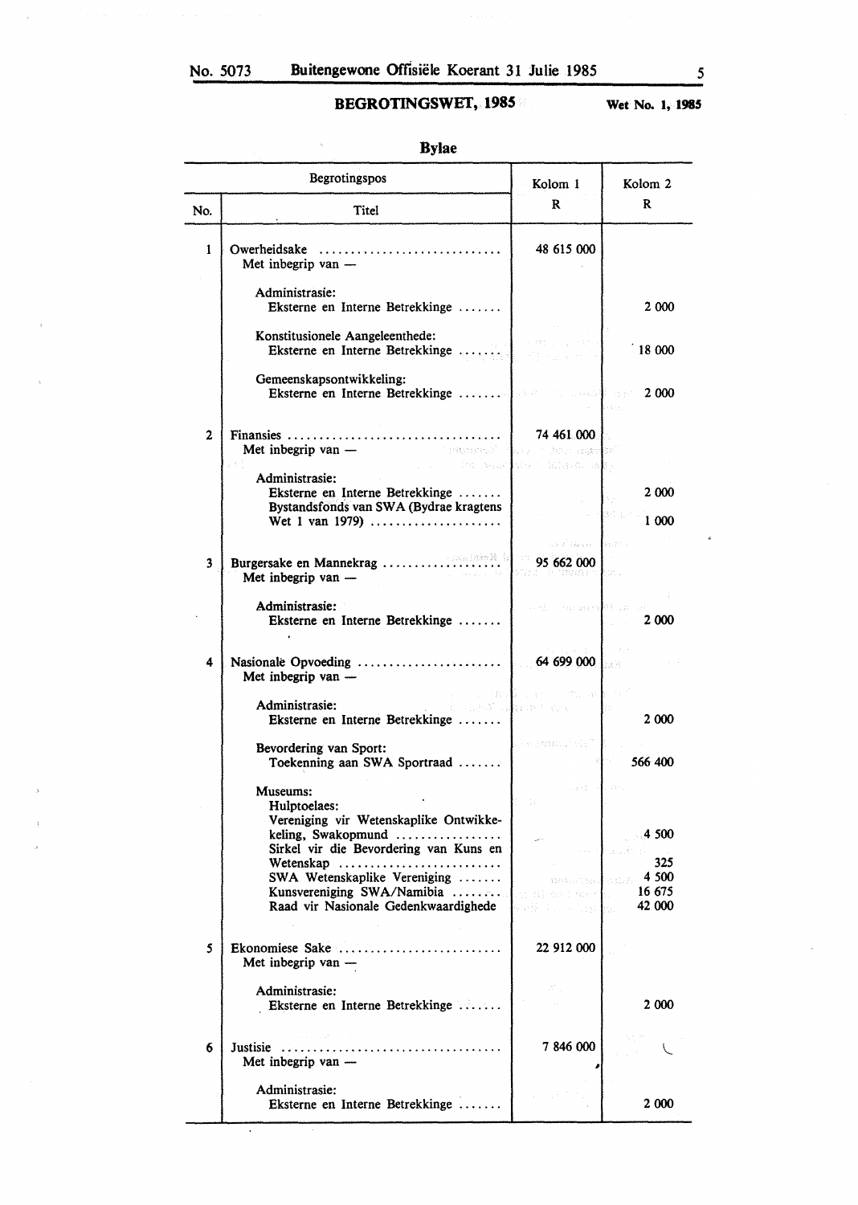## BEGROTINGSWET, 1985

**Wet No. 1, 1985**

### Bylae

| Begrotingspos | | Kolom 1 | Kolom 2 |
|---|---|---|---|
| No. | Titel | R | R |
| 1 | Owerheidsake .............................. | 48 615 000 | |
| | Met inbegrip van — | | |
| | Administrasie: | | |
| | Eksterne en Interne Betrekkinge ....... | | 2 000 |
| | Konstitusionele Aangeleenthede: | | |
| | Eksterne en Interne Betrekkinge ....... | | 18 000 |
| | Gemeenskapsontwikkeling: | | |
| | Eksterne en Interne Betrekkinge ....... | | 2 000 |
| 2 | Finansies .................................. | 74 461 000 | |
| | Met inbegrip van — | | |
| | Administrasie: | | |
| | Eksterne en Interne Betrekkinge ....... | | 2 000 |
| | Bystandsfonds van SWA (Bydrae kragtens Wet 1 van 1979) ..................... | | 1 000 |
| 3 | Burgersake en Mannekrag ................... | 95 662 000 | |
| | Met inbegrip van — | | |
| | Administrasie: | | |
| | Eksterne en Interne Betrekkinge ....... | | 2 000 |
| 4 | Nasionale Opvoeding ....................... | 64 699 000 | |
| | Met inbegrip van — | | |
| | Administrasie: | | |
| | Eksterne en Interne Betrekkinge ....... | | 2 000 |
| | Bevordering van Sport: | | |
| | Toekenning aan SWA Sportraad ....... | | 566 400 |
| | Museums: | | |
| | Hulptoelaes: | | |
| | Vereniging vir Wetenskaplike Ontwikkeling, Swakopmund ................ | | 4 500 |
| | Sirkel vir die Bevordering van Kuns en Wetenskap ......................... | | 325 |
| | SWA Wetenskaplike Vereniging ....... | | 4 500 |
| | Kunsvereniging SWA/Namibia ........ | | 16 675 |
| | Raad vir Nasionale Gedenkwaardighede | | 42 000 |
| 5 | Ekonomiese Sake .......................... | 22 912 000 | |
| | Met inbegrip van — | | |
| | Administrasie: | | |
| | Eksterne en Interne Betrekkinge ....... | | 2 000 |
| 6 | Justisie .................................. | 7 846 000 | |
| | Met inbegrip van — | | |
| | Administrasie: | | |
| | Eksterne en Interne Betrekkinge ....... | | 2 000 |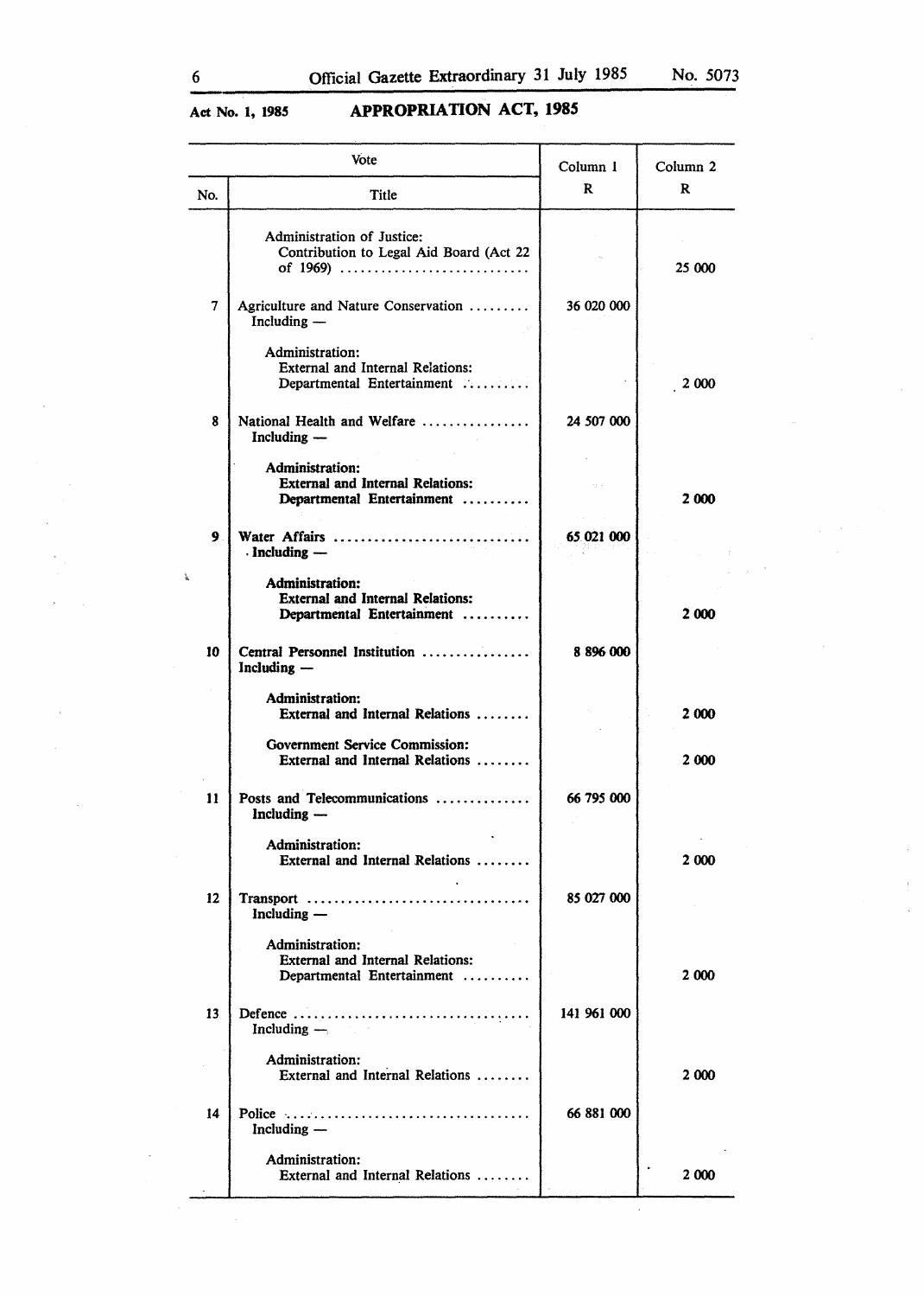**Act No. 1, 1985**

# APPROPRIATION ACT, 1985

| Vote | | Column 1 | Column 2 |
|---|---|---|---|
| No. | Title | R | R |
| | Administration of Justice: Contribution to Legal Aid Board (Act 22 of 1969) | | 25 000 |
| 7 | Agriculture and Nature Conservation Including — | 36 020 000 | |
| | Administration: External and Internal Relations: Departmental Entertainment | | 2 000 |
| 8 | National Health and Welfare Including — | 24 507 000 | |
| | Administration: External and Internal Relations: Departmental Entertainment | | 2 000 |
| 9 | Water Affairs Including — | 65 021 000 | |
| | Administration: External and Internal Relations: Departmental Entertainment | | 2 000 |
| 10 | Central Personnel Institution Including — | 8 896 000 | |
| | Administration: External and Internal Relations | | 2 000 |
| | Government Service Commission: External and Internal Relations | | 2 000 |
| 11 | Posts and Telecommunications Including — | 66 795 000 | |
| | Administration: External and Internal Relations | | 2 000 |
| 12 | Transport Including — | 85 027 000 | |
| | Administration: External and Internal Relations: Departmental Entertainment | | 2 000 |
| 13 | Defence Including — | 141 961 000 | |
| | Administration: External and Internal Relations | | 2 000 |
| 14 | Police Including — | 66 881 000 | |
| | Administration: External and Internal Relations | | 2 000 |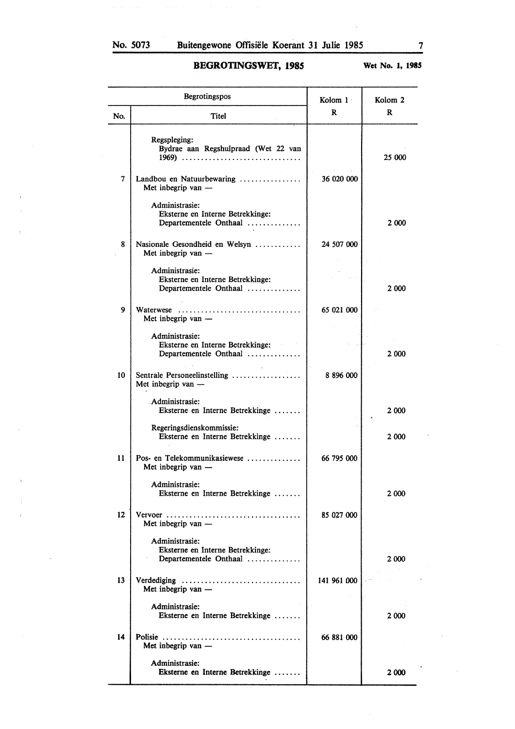## BEGROTINGSWET, 1985

**Wet No. 1, 1985**

| Begrotingspos | | Kolom 1 | Kolom 2 |
|---|---|---|---|
| No. | Titel | R | R |
| | Regspleging: Bydrae aan Regshulpraad (Wet 22 van 1969) | | 25 000 |
| 7 | Landbou en Natuurbewaring<br>Met inbegrip van — | 36 020 000 | |
| | Administrasie: Eksterne en Interne Betrekkinge: Departementele Onthaal | | 2 000 |
| 8 | Nasionale Gesondheid en Welsyn<br>Met inbegrip van — | 24 507 000 | |
| | Administrasie: Eksterne en Interne Betrekkinge: Departementele Onthaal | | 2 000 |
| 9 | Waterwese<br>Met inbegrip van — | 65 021 000 | |
| | Administrasie: Eksterne en Interne Betrekkinge: Departementele Onthaal | | 2 000 |
| 10 | Sentrale Personeelinstelling<br>Met inbegrip van — | 8 896 000 | |
| | Administrasie: Eksterne en Interne Betrekkinge | | 2 000 |
| | Regeringsdienskommissie: Eksterne en Interne Betrekkinge | | 2 000 |
| 11 | Pos- en Telekommunikasiewese<br>Met inbegrip van — | 66 795 000 | |
| | Administrasie: Eksterne en Interne Betrekkinge | | 2 000 |
| 12 | Vervoer<br>Met inbegrip van — | 85 027 000 | |
| | Administrasie: Eksterne en Interne Betrekkinge: Departementele Onthaal | | 2 000 |
| 13 | Verdediging<br>Met inbegrip van — | 141 961 000 | |
| | Administrasie: Eksterne en Interne Betrekkinge | | 2 000 |
| 14 | Polisie<br>Met inbegrip van — | 66 881 000 | |
| | Administrasie: Eksterne en Interne Betrekkinge | | 2 000 |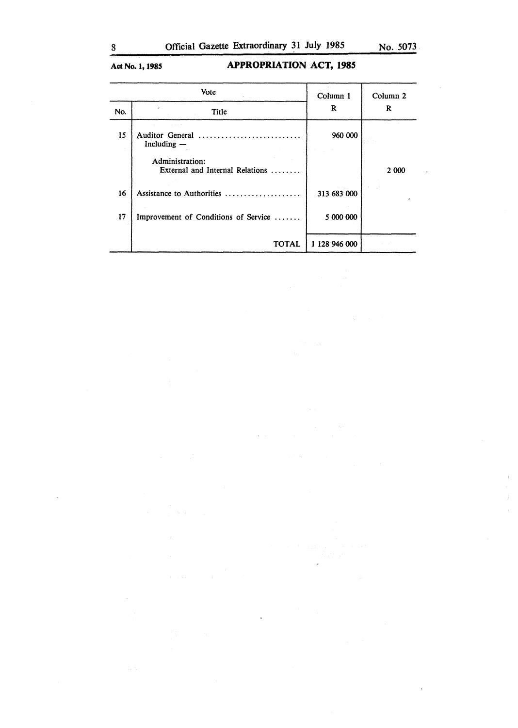Act No. 1, 1985

## APPROPRIATION ACT, 1985

| Vote | | Column 1 | Column 2 |
|---|---|---|---|
| No. | Title | R | R |
| 15 | Auditor General ........................... Including — | 960 000 | |
| | Administration: External and Internal Relations ........ | | 2 000 |
| 16 | Assistance to Authorities .................... | 313 683 000 | |
| 17 | Improvement of Conditions of Service ....... | 5 000 000 | |
| | TOTAL | 1 128 946 000 | |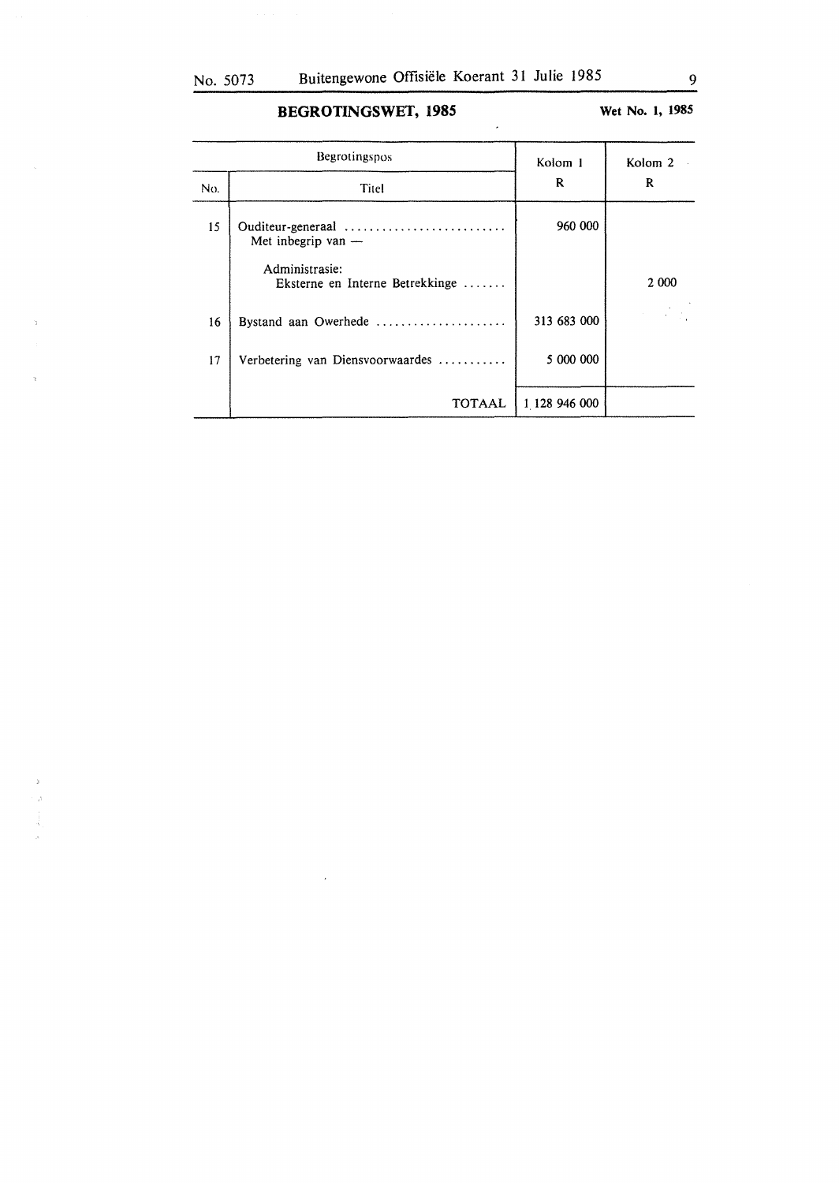## BEGROTINGSWET, 1985

**Wet No. 1, 1985**

| Begrotingspos | | Kolom 1 | Kolom 2 |
|---|---|---|---|
| No. | Titel | R | R |
| 15 | Ouditeur-generaal .......................... | 960 000 | |
| | Met inbegrip van — | | |
| | Administrasie: Eksterne en Interne Betrekkinge ....... | | 2 000 |
| 16 | Bystand aan Owerhede ..................... | 313 683 000 | |
| 17 | Verbetering van Diensvoorwaardes ........... | 5 000 000 | |
| | TOTAAL | 1 128 946 000 | |